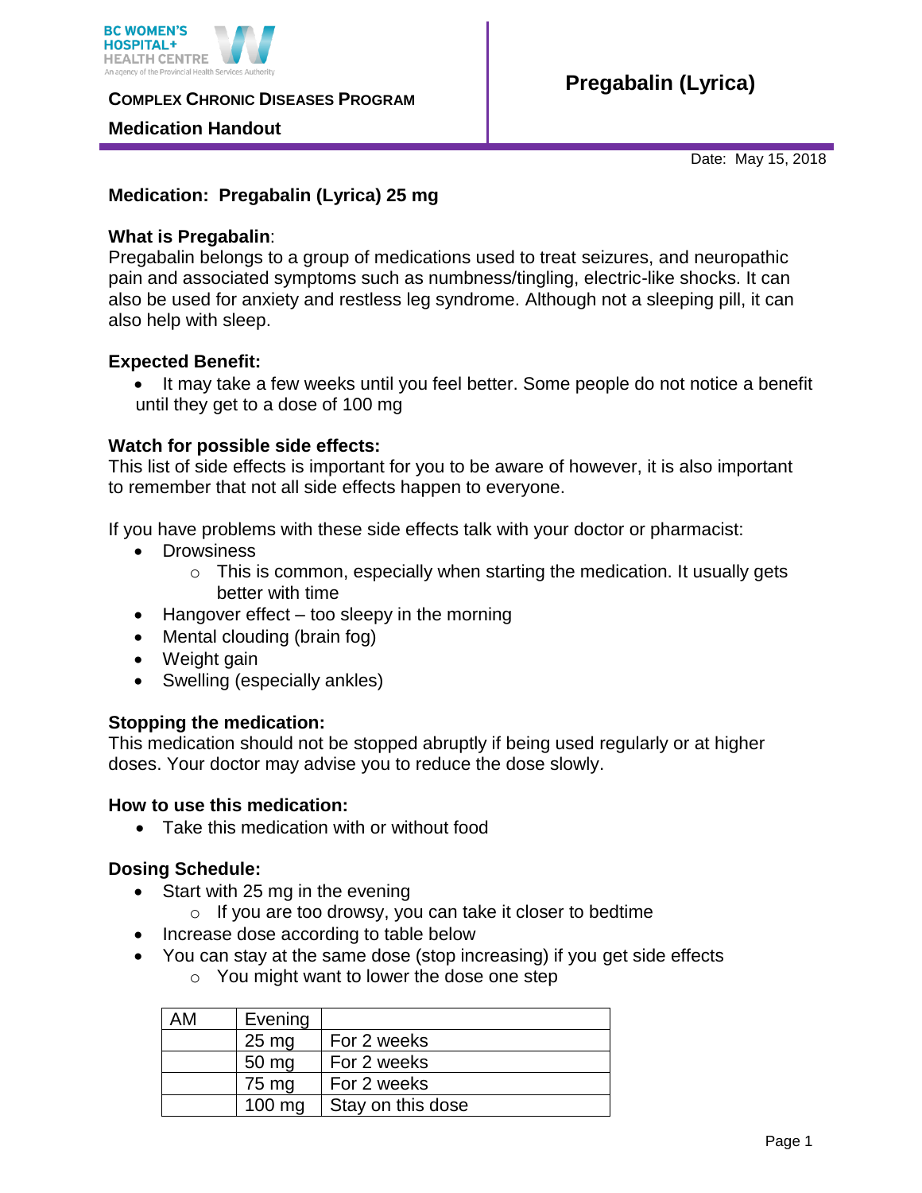BC WOMEN'S HOSPITAL+ HEALTH CENTRE
An agency of the Provincial Health Services Authority

**COMPLEX CHRONIC DISEASES PROGRAM**

**Medication Handout**

# Pregabalin (Lyrica)

Date: May 15, 2018

**Medication: Pregabalin (Lyrica) 25 mg**

**What is Pregabalin**:
Pregabalin belongs to a group of medications used to treat seizures, and neuropathic pain and associated symptoms such as numbness/tingling, electric-like shocks. It can also be used for anxiety and restless leg syndrome. Although not a sleeping pill, it can also help with sleep.

**Expected Benefit:**

- It may take a few weeks until you feel better. Some people do not notice a benefit until they get to a dose of 100 mg

**Watch for possible side effects:**
This list of side effects is important for you to be aware of however, it is also important to remember that not all side effects happen to everyone.

If you have problems with these side effects talk with your doctor or pharmacist:

- Drowsiness
  - This is common, especially when starting the medication. It usually gets better with time
- Hangover effect – too sleepy in the morning
- Mental clouding (brain fog)
- Weight gain
- Swelling (especially ankles)

**Stopping the medication:**
This medication should not be stopped abruptly if being used regularly or at higher doses. Your doctor may advise you to reduce the dose slowly.

**How to use this medication:**

- Take this medication with or without food

**Dosing Schedule:**

- Start with 25 mg in the evening
  - If you are too drowsy, you can take it closer to bedtime
- Increase dose according to table below
- You can stay at the same dose (stop increasing) if you get side effects
  - You might want to lower the dose one step

| AM | Evening | |
|---|---|---|
| | 25 mg | For 2 weeks |
| | 50 mg | For 2 weeks |
| | 75 mg | For 2 weeks |
| | 100 mg | Stay on this dose |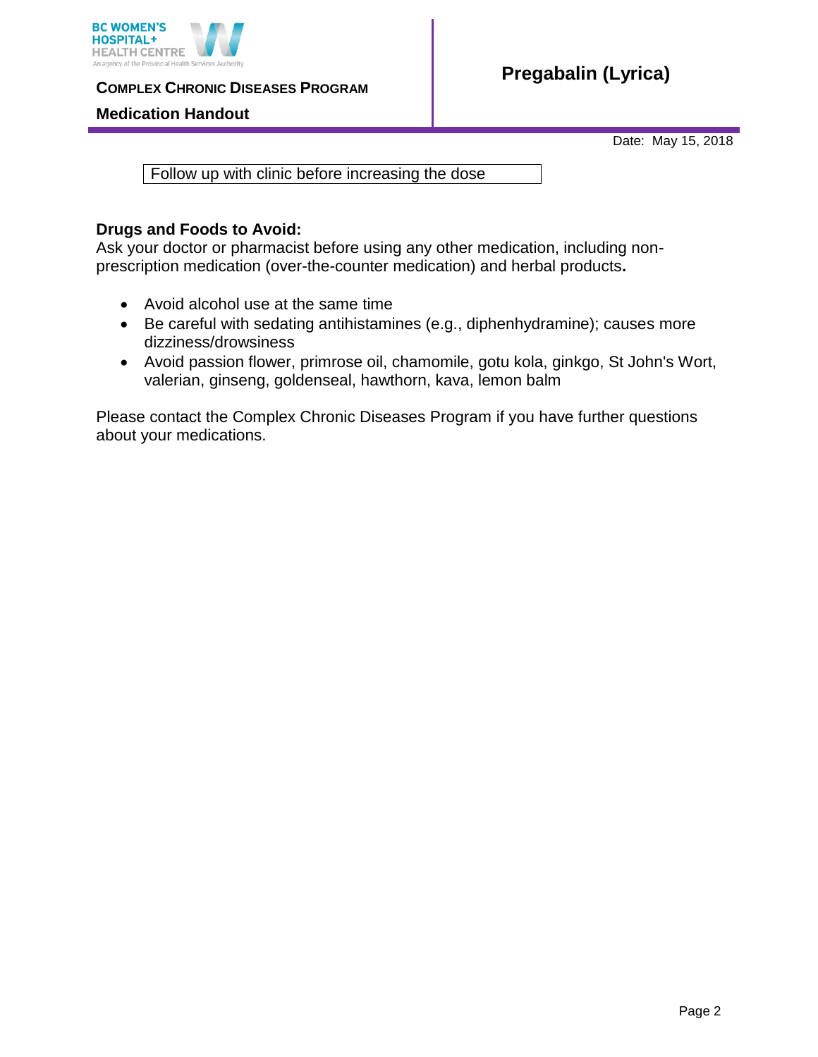Follow up with clinic before increasing the dose

**Drugs and Foods to Avoid:**

Ask your doctor or pharmacist before using any other medication, including non-prescription medication (over-the-counter medication) and herbal products**.**

- Avoid alcohol use at the same time
- Be careful with sedating antihistamines (e.g., diphenhydramine); causes more dizziness/drowsiness
- Avoid passion flower, primrose oil, chamomile, gotu kola, ginkgo, St John's Wort, valerian, ginseng, goldenseal, hawthorn, kava, lemon balm

Please contact the Complex Chronic Diseases Program if you have further questions about your medications.